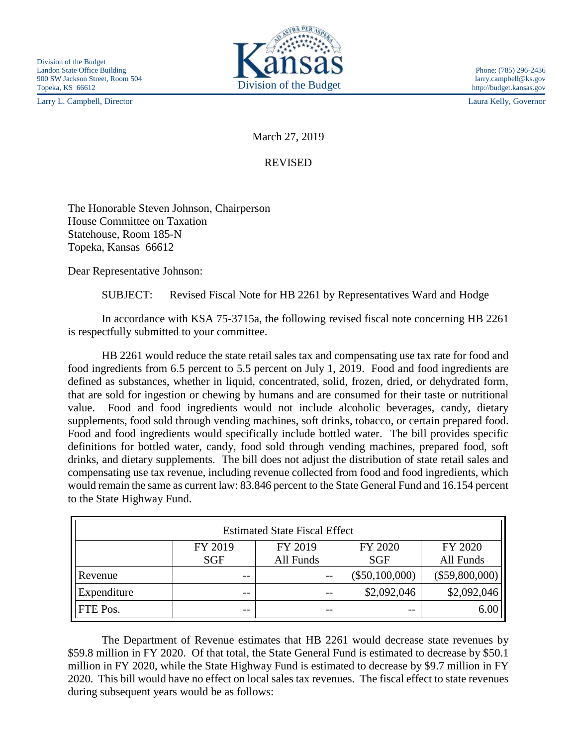Division of the Budget
Landon State Office Building
900 SW Jackson Street, Room 504
Topeka, KS 66612

Kansas
Division of the Budget

Phone: (785) 296-2436
larry.campbell@ks.gov
http://budget.kansas.gov

Larry L. Campbell, Director

Laura Kelly, Governor

March 27, 2019

REVISED

The Honorable Steven Johnson, Chairperson
House Committee on Taxation
Statehouse, Room 185-N
Topeka, Kansas 66612

Dear Representative Johnson:

SUBJECT: Revised Fiscal Note for HB 2261 by Representatives Ward and Hodge

In accordance with KSA 75-3715a, the following revised fiscal note concerning HB 2261 is respectfully submitted to your committee.

HB 2261 would reduce the state retail sales tax and compensating use tax rate for food and food ingredients from 6.5 percent to 5.5 percent on July 1, 2019. Food and food ingredients are defined as substances, whether in liquid, concentrated, solid, frozen, dried, or dehydrated form, that are sold for ingestion or chewing by humans and are consumed for their taste or nutritional value. Food and food ingredients would not include alcoholic beverages, candy, dietary supplements, food sold through vending machines, soft drinks, tobacco, or certain prepared food. Food and food ingredients would specifically include bottled water. The bill provides specific definitions for bottled water, candy, food sold through vending machines, prepared food, soft drinks, and dietary supplements. The bill does not adjust the distribution of state retail sales and compensating use tax revenue, including revenue collected from food and food ingredients, which would remain the same as current law: 83.846 percent to the State General Fund and 16.154 percent to the State Highway Fund.

| Estimated State Fiscal Effect | | | | |
|---|---|---|---|---|
| | FY 2019 SGF | FY 2019 All Funds | FY 2020 SGF | FY 2020 All Funds |
| Revenue | -- | -- | ($50,100,000) | ($59,800,000) |
| Expenditure | -- | -- | $2,092,046 | $2,092,046 |
| FTE Pos. | -- | -- | -- | 6.00 |

The Department of Revenue estimates that HB 2261 would decrease state revenues by $59.8 million in FY 2020. Of that total, the State General Fund is estimated to decrease by $50.1 million in FY 2020, while the State Highway Fund is estimated to decrease by $9.7 million in FY 2020. This bill would have no effect on local sales tax revenues. The fiscal effect to state revenues during subsequent years would be as follows: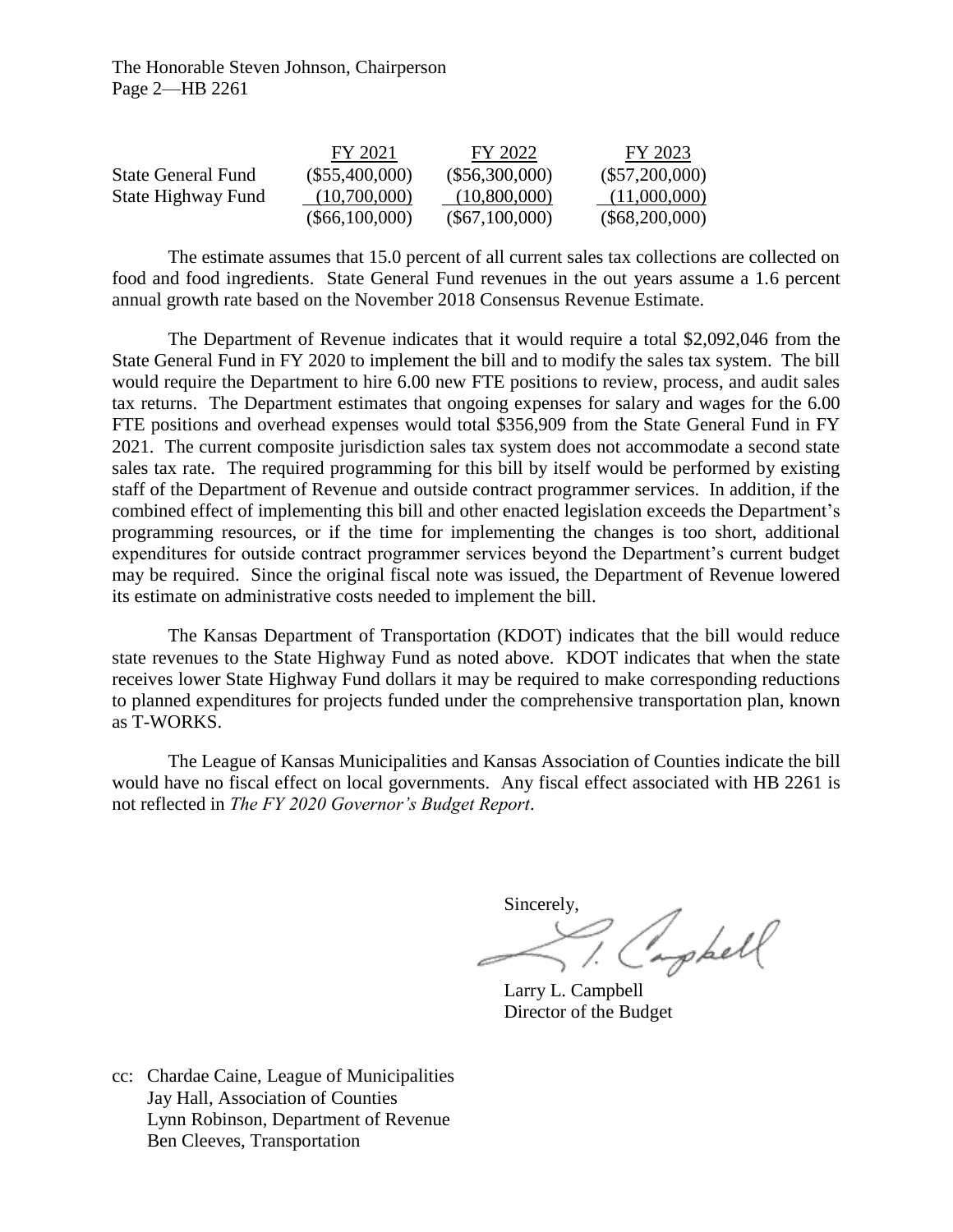| | FY 2021 | FY 2022 | FY 2023 |
|---|---|---|---|
| State General Fund | ($55,400,000) | ($56,300,000) | ($57,200,000) |
| State Highway Fund | (10,700,000) | (10,800,000) | (11,000,000) |
| | ($66,100,000) | ($67,100,000) | ($68,200,000) |

The estimate assumes that 15.0 percent of all current sales tax collections are collected on food and food ingredients. State General Fund revenues in the out years assume a 1.6 percent annual growth rate based on the November 2018 Consensus Revenue Estimate.

The Department of Revenue indicates that it would require a total $2,092,046 from the State General Fund in FY 2020 to implement the bill and to modify the sales tax system. The bill would require the Department to hire 6.00 new FTE positions to review, process, and audit sales tax returns. The Department estimates that ongoing expenses for salary and wages for the 6.00 FTE positions and overhead expenses would total $356,909 from the State General Fund in FY 2021. The current composite jurisdiction sales tax system does not accommodate a second state sales tax rate. The required programming for this bill by itself would be performed by existing staff of the Department of Revenue and outside contract programmer services. In addition, if the combined effect of implementing this bill and other enacted legislation exceeds the Department's programming resources, or if the time for implementing the changes is too short, additional expenditures for outside contract programmer services beyond the Department's current budget may be required. Since the original fiscal note was issued, the Department of Revenue lowered its estimate on administrative costs needed to implement the bill.

The Kansas Department of Transportation (KDOT) indicates that the bill would reduce state revenues to the State Highway Fund as noted above. KDOT indicates that when the state receives lower State Highway Fund dollars it may be required to make corresponding reductions to planned expenditures for projects funded under the comprehensive transportation plan, known as T-WORKS.

The League of Kansas Municipalities and Kansas Association of Counties indicate the bill would have no fiscal effect on local governments. Any fiscal effect associated with HB 2261 is not reflected in *The FY 2020 Governor's Budget Report*.

Sincerely,

Larry L. Campbell
Director of the Budget

cc: Chardae Caine, League of Municipalities
Jay Hall, Association of Counties
Lynn Robinson, Department of Revenue
Ben Cleeves, Transportation